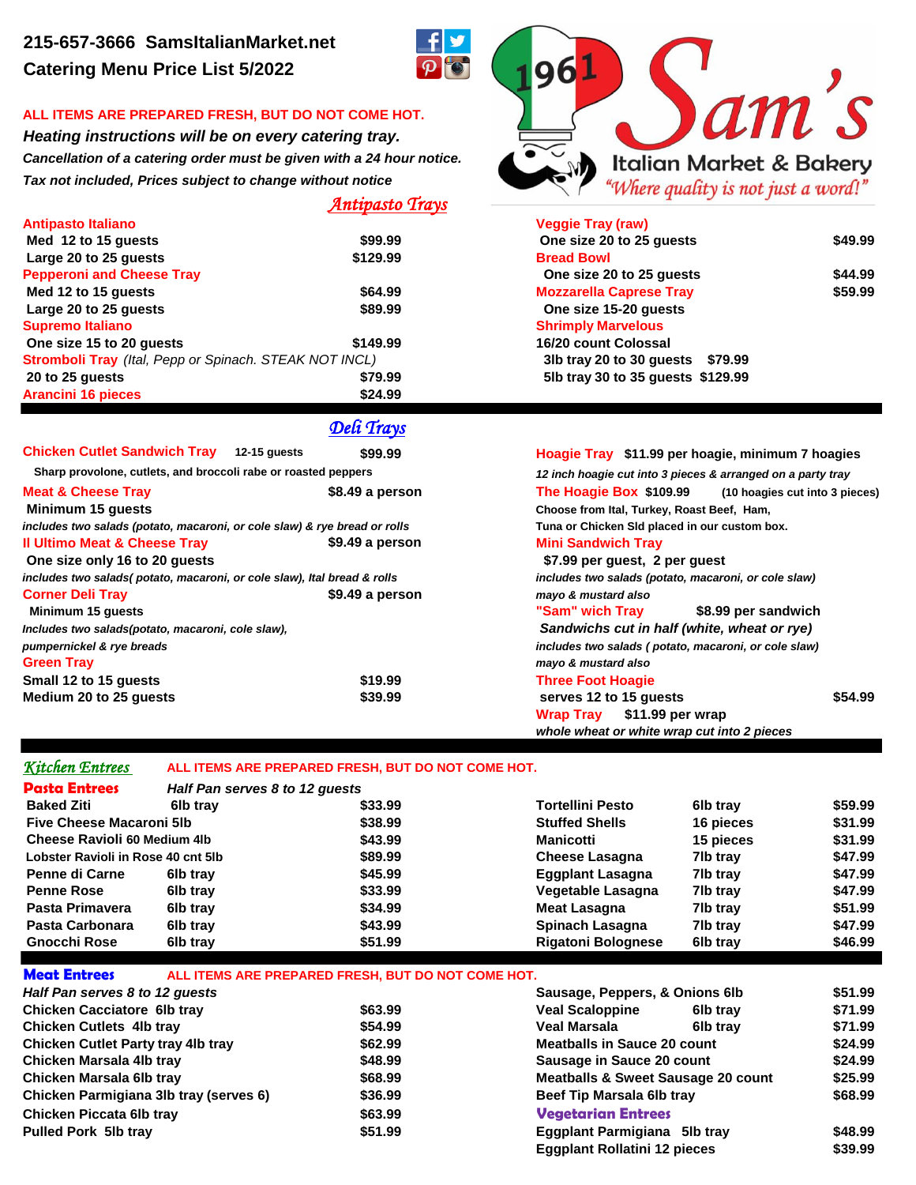**215-657-3666 SamsItalianMarket.net**

**Catering Menu Price List 5/2022**

**1961 Sam's Italian Market & Bakery**

*"Where quality is not just a word!"*

**ALL ITEMS ARE PREPARED FRESH, BUT DO NOT COME HOT.**

***Heating instructions will be on every catering tray.***

***Cancellation of a catering order must be given with a 24 hour notice.***

***Tax not included, Prices subject to change without notice***

## Antipasto Trays

**Antipasto Italiano**
- Med 12 to 15 guests — $99.99
- Large 20 to 25 guests — $129.99

**Pepperoni and Cheese Tray**
- Med 12 to 15 guests — $64.99
- Large 20 to 25 guests — $89.99

**Supremo Italiano**
- One size 15 to 20 guests — $149.99

**Stromboli Tray** *(Ital, Pepp or Spinach. STEAK NOT INCL)*
- 20 to 25 guests — $79.99

**Arancini 16 pieces** — $24.99

**Veggie Tray (raw)**
- One size 20 to 25 guests — $49.99

**Bread Bowl**
- One size 20 to 25 guests — $44.99

**Mozzarella Caprese Tray** — $59.99
- One size 15-20 guests

**Shrimply Marvelous**
- 16/20 count Colossal
- 3lb tray 20 to 30 guests — $79.99
- 5lb tray 30 to 35 guests — $129.99

## Deli Trays

**Chicken Cutlet Sandwich Tray** 12-15 guests — $99.99
Sharp provolone, cutlets, and broccoli rabe or roasted peppers

**Meat & Cheese Tray** — $8.49 a person
Minimum 15 guests
*includes two salads (potato, macaroni, or cole slaw) & rye bread or rolls*

**Il Ultimo Meat & Cheese Tray** — $9.49 a person
One size only 16 to 20 guests
*includes two salads( potato, macaroni, or cole slaw), Ital bread & rolls*

**Corner Deli Tray** — $9.49 a person
Minimum 15 guests
*Includes two salads(potato, macaroni, cole slaw), pumpernickel & rye breads*

**Green Tray**
- Small 12 to 15 guests — $19.99
- Medium 20 to 25 guests — $39.99

**Hoagie Tray** $11.99 per hoagie, minimum 7 hoagies
*12 inch hoagie cut into 3 pieces & arranged on a party tray*

**The Hoagie Box** $109.99 (10 hoagies cut into 3 pieces)
Choose from Ital, Turkey, Roast Beef, Ham, Tuna or Chicken Sld placed in our custom box.

**Mini Sandwich Tray**
$7.99 per guest, 2 per guest
*includes two salads (potato, macaroni, or cole slaw)*
*mayo & mustard also*

**"Sam" wich Tray** $8.99 per sandwich
*Sandwichs cut in half (white, wheat or rye)*
*includes two salads ( potato, macaroni, or cole slaw)*
*mayo & mustard also*

**Three Foot Hoagie**
- serves 12 to 15 guests — $54.99

**Wrap Tray** $11.99 per wrap
*whole wheat or white wrap cut into 2 pieces*

## Kitchen Entrees

**ALL ITEMS ARE PREPARED FRESH, BUT DO NOT COME HOT.**

### Pasta Entrees

*Half Pan serves 8 to 12 guests*

| Item | Size | Price |
|---|---|---|
| Baked Ziti | 6lb tray | $33.99 |
| Five Cheese Macaroni 5lb | | $38.99 |
| Cheese Ravioli 60 Medium 4lb | | $43.99 |
| Lobster Ravioli in Rose 40 cnt 5lb | | $89.99 |
| Penne di Carne | 6lb tray | $45.99 |
| Penne Rose | 6lb tray | $33.99 |
| Pasta Primavera | 6lb tray | $34.99 |
| Pasta Carbonara | 6lb tray | $43.99 |
| Gnocchi Rose | 6lb tray | $51.99 |
| Tortellini Pesto | 6lb tray | $59.99 |
| Stuffed Shells | 16 pieces | $31.99 |
| Manicotti | 15 pieces | $31.99 |
| Cheese Lasagna | 7lb tray | $47.99 |
| Eggplant Lasagna | 7lb tray | $47.99 |
| Vegetable Lasagna | 7lb tray | $47.99 |
| Meat Lasagna | 7lb tray | $51.99 |
| Spinach Lasagna | 7lb tray | $47.99 |
| Rigatoni Bolognese | 6lb tray | $46.99 |

### Meat Entrees

**ALL ITEMS ARE PREPARED FRESH, BUT DO NOT COME HOT.**

*Half Pan serves 8 to 12 guests*

| Item | Price |
|---|---|
| Chicken Cacciatore 6lb tray | $63.99 |
| Chicken Cutlets 4lb tray | $54.99 |
| Chicken Cutlet Party tray 4lb tray | $62.99 |
| Chicken Marsala 4lb tray | $48.99 |
| Chicken Marsala 6lb tray | $68.99 |
| Chicken Parmigiana 3lb tray (serves 6) | $36.99 |
| Chicken Piccata 6lb tray | $63.99 |
| Pulled Pork 5lb tray | $51.99 |
| Sausage, Peppers, & Onions 6lb | $51.99 |
| Veal Scaloppine 6lb tray | $71.99 |
| Veal Marsala 6lb tray | $71.99 |
| Meatballs in Sauce 20 count | $24.99 |
| Sausage in Sauce 20 count | $24.99 |
| Meatballs & Sweet Sausage 20 count | $25.99 |
| Beef Tip Marsala 6lb tray | $68.99 |

### Vegetarian Entrees

| Item | Price |
|---|---|
| Eggplant Parmigiana 5lb tray | $48.99 |
| Eggplant Rollatini 12 pieces | $39.99 |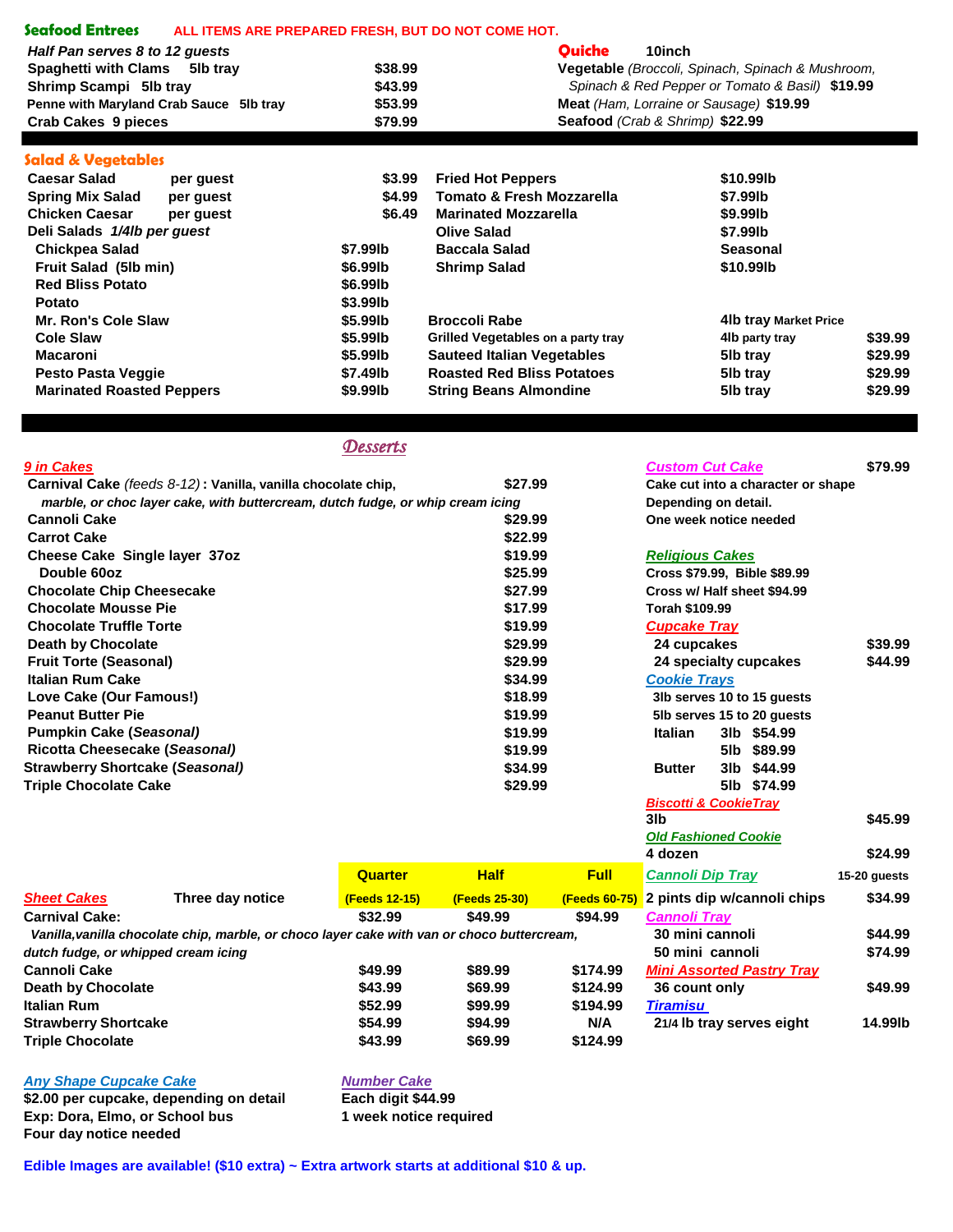## Seafood Entrees

**ALL ITEMS ARE PREPARED FRESH, BUT DO NOT COME HOT.**

*Half Pan serves 8 to 12 guests*

| | |
|---|---|
| **Spaghetti with Clams** 5lb tray | $38.99 |
| **Shrimp Scampi** 5lb tray | $43.99 |
| **Penne with Maryland Crab Sauce** 5lb tray | $53.99 |
| **Crab Cakes** 9 pieces | $79.99 |

### Quiche 10inch

- **Vegetable** *(Broccoli, Spinach, Spinach & Mushroom, Spinach & Red Pepper or Tomato & Basil)* $19.99
- **Meat** *(Ham, Lorraine or Sausage)* $19.99
- **Seafood** *(Crab & Shrimp)* $22.99

## Salad & Vegetables

| | | |
|---|---|---|
| **Caesar Salad** | per guest | $3.99 |
| **Spring Mix Salad** | per guest | $4.99 |
| **Chicken Caesar** | per guest | $6.49 |

**Deli Salads** *1/4lb per guest*

| | |
|---|---|
| **Chickpea Salad** | $7.99lb |
| **Fruit Salad (5lb min)** | $6.99lb |
| **Red Bliss Potato** | $6.99lb |
| **Potato** | $3.99lb |
| **Mr. Ron's Cole Slaw** | $5.99lb |
| **Cole Slaw** | $5.99lb |
| **Macaroni** | $5.99lb |
| **Pesto Pasta Veggie** | $7.49lb |
| **Marinated Roasted Peppers** | $9.99lb |

| | |
|---|---|
| **Fried Hot Peppers** | $10.99lb |
| **Tomato & Fresh Mozzarella** | $7.99lb |
| **Marinated Mozzarella** | $9.99lb |
| **Olive Salad** | $7.99lb |
| **Baccala Salad** | Seasonal |
| **Shrimp Salad** | $10.99lb |

| | | |
|---|---|---|
| **Broccoli Rabe** | 4lb tray | Market Price |
| **Grilled Vegetables** on a party tray | 4lb party tray | $39.99 |
| **Sauteed Italian Vegetables** | 5lb tray | $29.99 |
| **Roasted Red Bliss Potatoes** | 5lb tray | $29.99 |
| **String Beans Almondine** | 5lb tray | $29.99 |

## *Desserts*

### *9 in Cakes*

| | |
|---|---|
| **Carnival Cake** *(feeds 8-12)* **: Vanilla, vanilla chocolate chip,** *marble, or choc layer cake, with buttercream, dutch fudge, or whip cream icing* | $27.99 |
| **Cannoli Cake** | $29.99 |
| **Carrot Cake** | $22.99 |
| **Cheese Cake Single layer 37oz** | $19.99 |
| **Double 60oz** | $25.99 |
| **Chocolate Chip Cheesecake** | $27.99 |
| **Chocolate Mousse Pie** | $17.99 |
| **Chocolate Truffle Torte** | $19.99 |
| **Death by Chocolate** | $29.99 |
| **Fruit Torte (Seasonal)** | $29.99 |
| **Italian Rum Cake** | $34.99 |
| **Love Cake (Our Famous!)** | $18.99 |
| **Peanut Butter Pie** | $19.99 |
| **Pumpkin Cake (*Seasonal)*** | $19.99 |
| **Ricotta Cheesecake (*Seasonal)*** | $19.99 |
| **Strawberry Shortcake (*Seasonal)*** | $34.99 |
| **Triple Chocolate Cake** | $29.99 |

### *Sheet Cakes* — Three day notice

| | Quarter (Feeds 12-15) | Half (Feeds 25-30) | Full (Feeds 60-75) |
|---|---|---|---|
| **Carnival Cake:** *Vanilla, vanilla chocolate chip, marble, or choco layer cake with van or choco buttercream, dutch fudge, or whipped cream icing* | $32.99 | $49.99 | $94.99 |
| **Cannoli Cake** | $49.99 | $89.99 | $174.99 |
| **Death by Chocolate** | $43.99 | $69.99 | $124.99 |
| **Italian Rum** | $52.99 | $99.99 | $194.99 |
| **Strawberry Shortcake** | $54.99 | $94.99 | N/A |
| **Triple Chocolate** | $43.99 | $69.99 | $124.99 |

### *Any Shape Cupcake Cake*

**$2.00 per cupcake, depending on detail**
**Exp: Dora, Elmo, or School bus**
**Four day notice needed**

### *Number Cake*

**Each digit $44.99**
**1 week notice required**

### *Custom Cut Cake* — $79.99

**Cake cut into a character or shape**
**Depending on detail.**
**One week notice needed**

### *Religious Cakes*

**Cross $79.99, Bible $89.99**
**Cross w/ Half sheet $94.99**
**Torah $109.99**

### *Cupcake Tray*

| | |
|---|---|
| **24 cupcakes** | $39.99 |
| **24 specialty cupcakes** | $44.99 |

### *Cookie Trays*

**3lb serves 10 to 15 guests**
**5lb serves 15 to 20 guests**

| | | |
|---|---|---|
| **Italian** | 3lb | $54.99 |
| | 5lb | $89.99 |
| **Butter** | 3lb | $44.99 |
| | 5lb | $74.99 |

### *Biscotti & CookieTray*

**3lb** — $45.99

### *Old Fashioned Cookie*

**4 dozen** — $24.99

### *Cannoli Dip Tray* — 15-20 guests

**2 pints dip w/cannoli chips** — $34.99

### *Cannoli Tray*

| | |
|---|---|
| **30 mini cannoli** | $44.99 |
| **50 mini cannoli** | $74.99 |

### *Mini Assorted Pastry Tray*

**36 count only** — $49.99

### *Tiramisu*

**21/4 lb tray serves eight** — 14.99lb

**Edible Images are available! ($10 extra) ~ Extra artwork starts at additional $10 & up.**